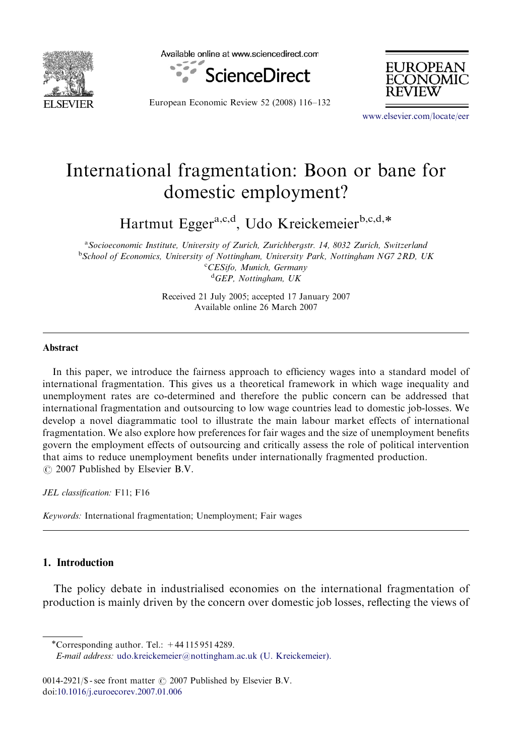# International fragmentation: Boon or bane for domestic employment?

Hartmut Egger[a,c,d], Udo Kreickemeier[b,c,d,*]

[a]*Socioeconomic Institute, University of Zurich, Zurichbergstr. 14, 8032 Zurich, Switzerland*
[b]*School of Economics, University of Nottingham, University Park, Nottingham NG7 2RD, UK*
[c]*CESifo, Munich, Germany*
[d]*GEP, Nottingham, UK*

Received 21 July 2005; accepted 17 January 2007
Available online 26 March 2007

## Abstract

In this paper, we introduce the fairness approach to efficiency wages into a standard model of international fragmentation. This gives us a theoretical framework in which wage inequality and unemployment rates are co-determined and therefore the public concern can be addressed that international fragmentation and outsourcing to low wage countries lead to domestic job-losses. We develop a novel diagrammatic tool to illustrate the main labour market effects of international fragmentation. We also explore how preferences for fair wages and the size of unemployment benefits govern the employment effects of outsourcing and critically assess the role of political intervention that aims to reduce unemployment benefits under internationally fragmented production.
© 2007 Published by Elsevier B.V.

*JEL classification:* F11; F16

*Keywords:* International fragmentation; Unemployment; Fair wages

## 1. Introduction

The policy debate in industrialised economies on the international fragmentation of production is mainly driven by the concern over domestic job losses, reflecting the views of

---

*Corresponding author. Tel.: +44 115 951 4289.
*E-mail address:* udo.kreickemeier@nottingham.ac.uk (U. Kreickemeier).

0014-2921/$ - see front matter © 2007 Published by Elsevier B.V.
doi:10.1016/j.euroecorev.2007.01.006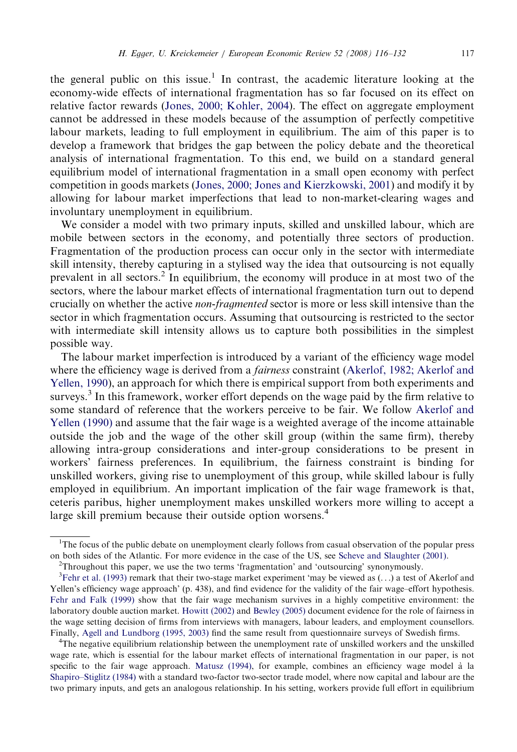the general public on this issue.[1] In contrast, the academic literature looking at the economy-wide effects of international fragmentation has so far focused on its effect on relative factor rewards (Jones, 2000; Kohler, 2004). The effect on aggregate employment cannot be addressed in these models because of the assumption of perfectly competitive labour markets, leading to full employment in equilibrium. The aim of this paper is to develop a framework that bridges the gap between the policy debate and the theoretical analysis of international fragmentation. To this end, we build on a standard general equilibrium model of international fragmentation in a small open economy with perfect competition in goods markets (Jones, 2000; Jones and Kierzkowski, 2001) and modify it by allowing for labour market imperfections that lead to non-market-clearing wages and involuntary unemployment in equilibrium.

We consider a model with two primary inputs, skilled and unskilled labour, which are mobile between sectors in the economy, and potentially three sectors of production. Fragmentation of the production process can occur only in the sector with intermediate skill intensity, thereby capturing in a stylised way the idea that outsourcing is not equally prevalent in all sectors.[2] In equilibrium, the economy will produce in at most two of the sectors, where the labour market effects of international fragmentation turn out to depend crucially on whether the active *non-fragmented* sector is more or less skill intensive than the sector in which fragmentation occurs. Assuming that outsourcing is restricted to the sector with intermediate skill intensity allows us to capture both possibilities in the simplest possible way.

The labour market imperfection is introduced by a variant of the efficiency wage model where the efficiency wage is derived from a *fairness* constraint (Akerlof, 1982; Akerlof and Yellen, 1990), an approach for which there is empirical support from both experiments and surveys.[3] In this framework, worker effort depends on the wage paid by the firm relative to some standard of reference that the workers perceive to be fair. We follow Akerlof and Yellen (1990) and assume that the fair wage is a weighted average of the income attainable outside the job and the wage of the other skill group (within the same firm), thereby allowing intra-group considerations and inter-group considerations to be present in workers' fairness preferences. In equilibrium, the fairness constraint is binding for unskilled workers, giving rise to unemployment of this group, while skilled labour is fully employed in equilibrium. An important implication of the fair wage framework is that, ceteris paribus, higher unemployment makes unskilled workers more willing to accept a large skill premium because their outside option worsens.[4]

---

[1] The focus of the public debate on unemployment clearly follows from casual observation of the popular press on both sides of the Atlantic. For more evidence in the case of the US, see Scheve and Slaughter (2001).

[2] Throughout this paper, we use the two terms 'fragmentation' and 'outsourcing' synonymously.

[3] Fehr et al. (1993) remark that their two-stage market experiment 'may be viewed as (...) a test of Akerlof and Yellen's efficiency wage approach' (p. 438), and find evidence for the validity of the fair wage–effort hypothesis. Fehr and Falk (1999) show that the fair wage mechanism survives in a highly competitive environment: the laboratory double auction market. Howitt (2002) and Bewley (2005) document evidence for the role of fairness in the wage setting decision of firms from interviews with managers, labour leaders, and employment counsellors. Finally, Agell and Lundborg (1995, 2003) find the same result from questionnaire surveys of Swedish firms.

[4] The negative equilibrium relationship between the unemployment rate of unskilled workers and the unskilled wage rate, which is essential for the labour market effects of international fragmentation in our paper, is not specific to the fair wage approach. Matusz (1994), for example, combines an efficiency wage model à la Shapiro–Stiglitz (1984) with a standard two-factor two-sector trade model, where now capital and labour are the two primary inputs, and gets an analogous relationship. In his setting, workers provide full effort in equilibrium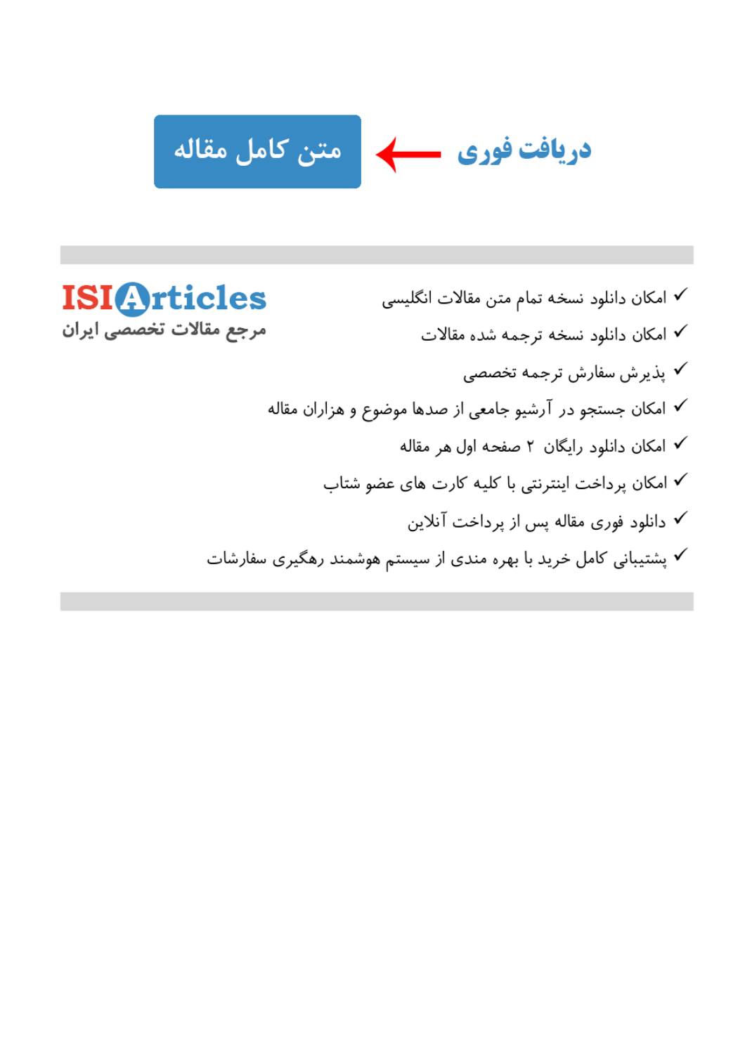دریافت فوری ← **متن کامل مقاله**

**ISIArticles**
مرجع مقالات تخصصی ایران

- ✓ امکان دانلود نسخه تمام متن مقالات انگلیسی
- ✓ امکان دانلود نسخه ترجمه شده مقالات
- ✓ پذیرش سفارش ترجمه تخصصی
- ✓ امکان جستجو در آرشیو جامعی از صدها موضوع و هزاران مقاله
- ✓ امکان دانلود رایگان ۲ صفحه اول هر مقاله
- ✓ امکان پرداخت اینترنتی با کلیه کارت های عضو شتاب
- ✓ دانلود فوری مقاله پس از پرداخت آنلاین
- ✓ پشتیبانی کامل خرید با بهره مندی از سیستم هوشمند رهگیری سفارشات